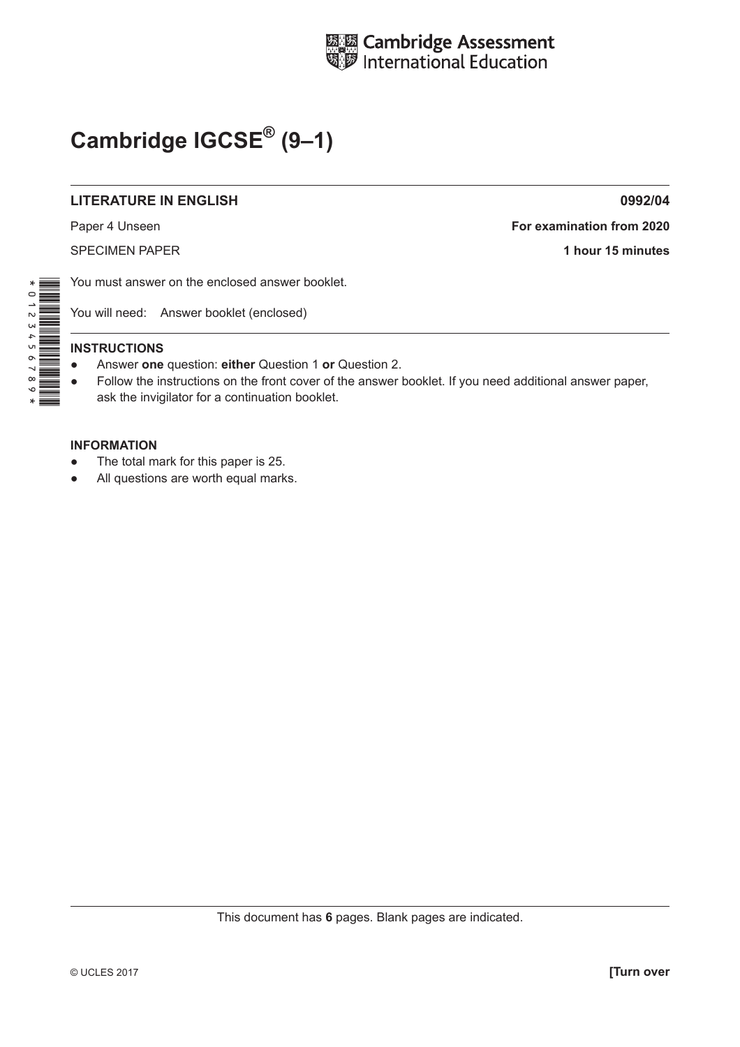Cambridge Assessment International Education

# Cambridge IGCSE® (9–1)

**LITERATURE IN ENGLISH** **0992/04**

Paper 4 Unseen **For examination from 2020**

SPECIMEN PAPER **1 hour 15 minutes**

You must answer on the enclosed answer booklet.

You will need: Answer booklet (enclosed)

**INSTRUCTIONS**

- Answer **one** question: **either** Question 1 **or** Question 2.
- Follow the instructions on the front cover of the answer booklet. If you need additional answer paper, ask the invigilator for a continuation booklet.

**INFORMATION**

- The total mark for this paper is 25.
- All questions are worth equal marks.

This document has **6** pages. Blank pages are indicated.

© UCLES 2017 **[Turn over**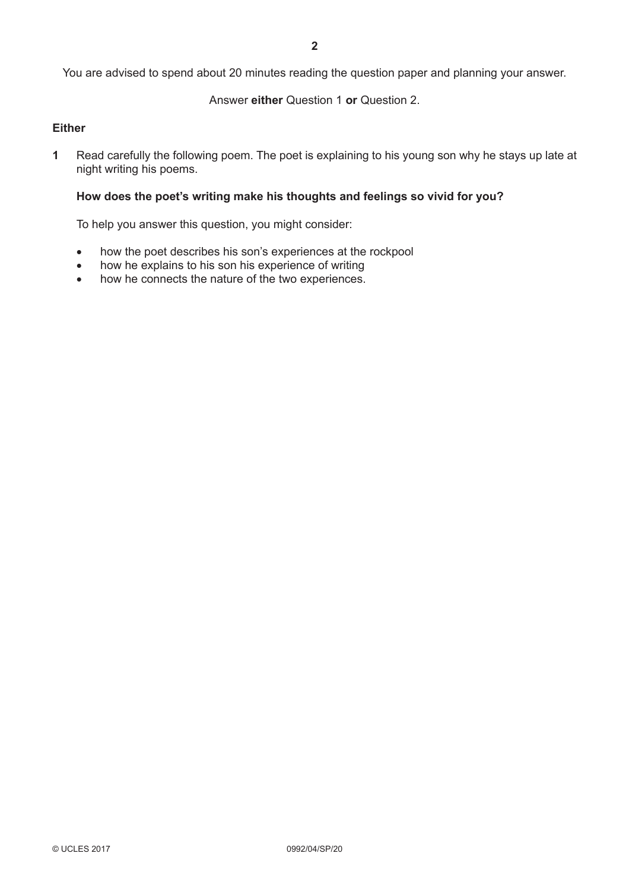You are advised to spend about 20 minutes reading the question paper and planning your answer.

Answer **either** Question 1 **or** Question 2.

**Either**

**1** Read carefully the following poem. The poet is explaining to his young son why he stays up late at night writing his poems.

**How does the poet's writing make his thoughts and feelings so vivid for you?**

To help you answer this question, you might consider:

- how the poet describes his son's experiences at the rockpool
- how he explains to his son his experience of writing
- how he connects the nature of the two experiences.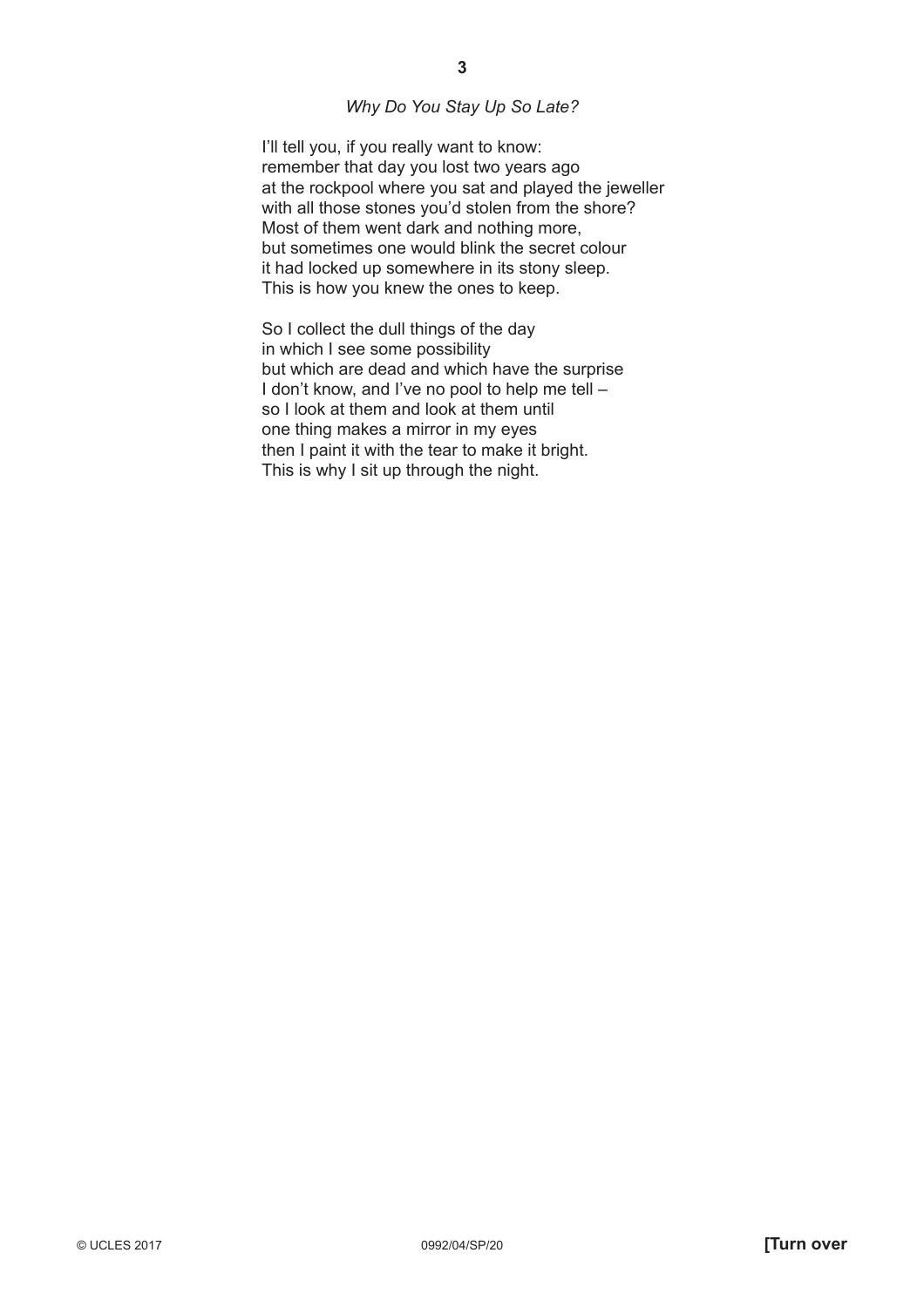*Why Do You Stay Up So Late?*

I'll tell you, if you really want to know:  
remember that day you lost two years ago  
at the rockpool where you sat and played the jeweller  
with all those stones you'd stolen from the shore?  
Most of them went dark and nothing more,  
but sometimes one would blink the secret colour  
it had locked up somewhere in its stony sleep.  
This is how you knew the ones to keep.

So I collect the dull things of the day  
in which I see some possibility  
but which are dead and which have the surprise  
I don't know, and I've no pool to help me tell –  
so I look at them and look at them until  
one thing makes a mirror in my eyes  
then I paint it with the tear to make it bright.  
This is why I sit up through the night.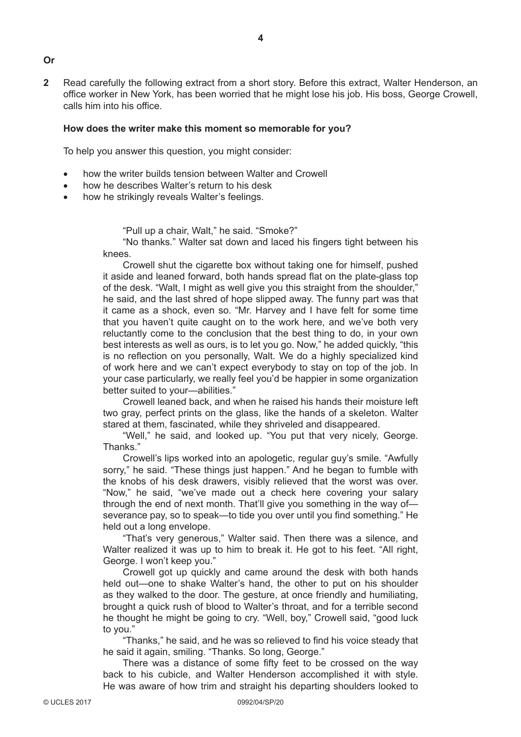**Or**

**2** Read carefully the following extract from a short story. Before this extract, Walter Henderson, an office worker in New York, has been worried that he might lose his job. His boss, George Crowell, calls him into his office.

**How does the writer make this moment so memorable for you?**

To help you answer this question, you might consider:

- how the writer builds tension between Walter and Crowell
- how he describes Walter's return to his desk
- how he strikingly reveals Walter's feelings.

"Pull up a chair, Walt," he said. "Smoke?"

"No thanks." Walter sat down and laced his fingers tight between his knees.

Crowell shut the cigarette box without taking one for himself, pushed it aside and leaned forward, both hands spread flat on the plate-glass top of the desk. "Walt, I might as well give you this straight from the shoulder," he said, and the last shred of hope slipped away. The funny part was that it came as a shock, even so. "Mr. Harvey and I have felt for some time that you haven't quite caught on to the work here, and we've both very reluctantly come to the conclusion that the best thing to do, in your own best interests as well as ours, is to let you go. Now," he added quickly, "this is no reflection on you personally, Walt. We do a highly specialized kind of work here and we can't expect everybody to stay on top of the job. In your case particularly, we really feel you'd be happier in some organization better suited to your—abilities."

Crowell leaned back, and when he raised his hands their moisture left two gray, perfect prints on the glass, like the hands of a skeleton. Walter stared at them, fascinated, while they shriveled and disappeared.

"Well," he said, and looked up. "You put that very nicely, George. Thanks."

Crowell's lips worked into an apologetic, regular guy's smile. "Awfully sorry," he said. "These things just happen." And he began to fumble with the knobs of his desk drawers, visibly relieved that the worst was over. "Now," he said, "we've made out a check here covering your salary through the end of next month. That'll give you something in the way of—severance pay, so to speak—to tide you over until you find something." He held out a long envelope.

"That's very generous," Walter said. Then there was a silence, and Walter realized it was up to him to break it. He got to his feet. "All right, George. I won't keep you."

Crowell got up quickly and came around the desk with both hands held out—one to shake Walter's hand, the other to put on his shoulder as they walked to the door. The gesture, at once friendly and humiliating, brought a quick rush of blood to Walter's throat, and for a terrible second he thought he might be going to cry. "Well, boy," Crowell said, "good luck to you."

"Thanks," he said, and he was so relieved to find his voice steady that he said it again, smiling. "Thanks. So long, George."

There was a distance of some fifty feet to be crossed on the way back to his cubicle, and Walter Henderson accomplished it with style. He was aware of how trim and straight his departing shoulders looked to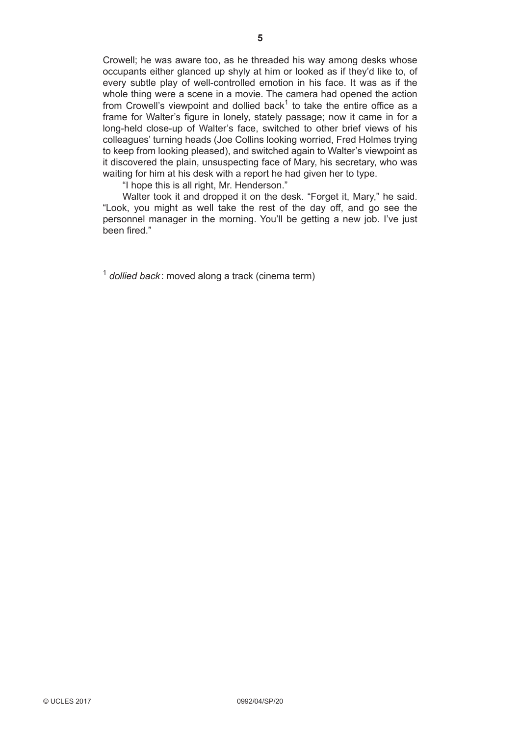Crowell; he was aware too, as he threaded his way among desks whose occupants either glanced up shyly at him or looked as if they'd like to, of every subtle play of well-controlled emotion in his face. It was as if the whole thing were a scene in a movie. The camera had opened the action from Crowell's viewpoint and dollied back[1] to take the entire office as a frame for Walter's figure in lonely, stately passage; now it came in for a long-held close-up of Walter's face, switched to other brief views of his colleagues' turning heads (Joe Collins looking worried, Fred Holmes trying to keep from looking pleased), and switched again to Walter's viewpoint as it discovered the plain, unsuspecting face of Mary, his secretary, who was waiting for him at his desk with a report he had given her to type.

"I hope this is all right, Mr. Henderson."

Walter took it and dropped it on the desk. "Forget it, Mary," he said. "Look, you might as well take the rest of the day off, and go see the personnel manager in the morning. You'll be getting a new job. I've just been fired."

[1] *dollied back*: moved along a track (cinema term)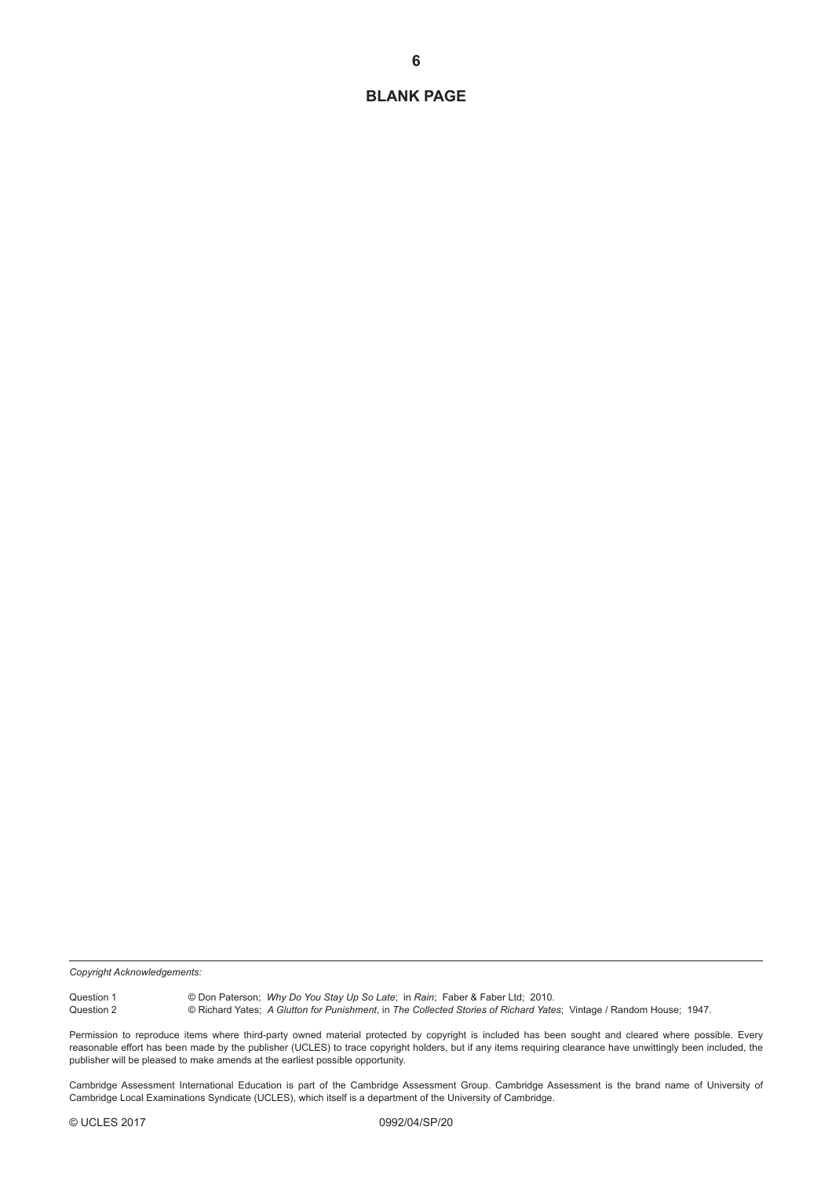**BLANK PAGE**

*Copyright Acknowledgements:*

Question 1 © Don Paterson; *Why Do You Stay Up So Late*; in *Rain*; Faber & Faber Ltd; 2010.
Question 2 © Richard Yates; *A Glutton for Punishment*, in *The Collected Stories of Richard Yates*; Vintage / Random House; 1947.

Permission to reproduce items where third-party owned material protected by copyright is included has been sought and cleared where possible. Every reasonable effort has been made by the publisher (UCLES) to trace copyright holders, but if any items requiring clearance have unwittingly been included, the publisher will be pleased to make amends at the earliest possible opportunity.

Cambridge Assessment International Education is part of the Cambridge Assessment Group. Cambridge Assessment is the brand name of University of Cambridge Local Examinations Syndicate (UCLES), which itself is a department of the University of Cambridge.

© UCLES 2017 0992/04/SP/20